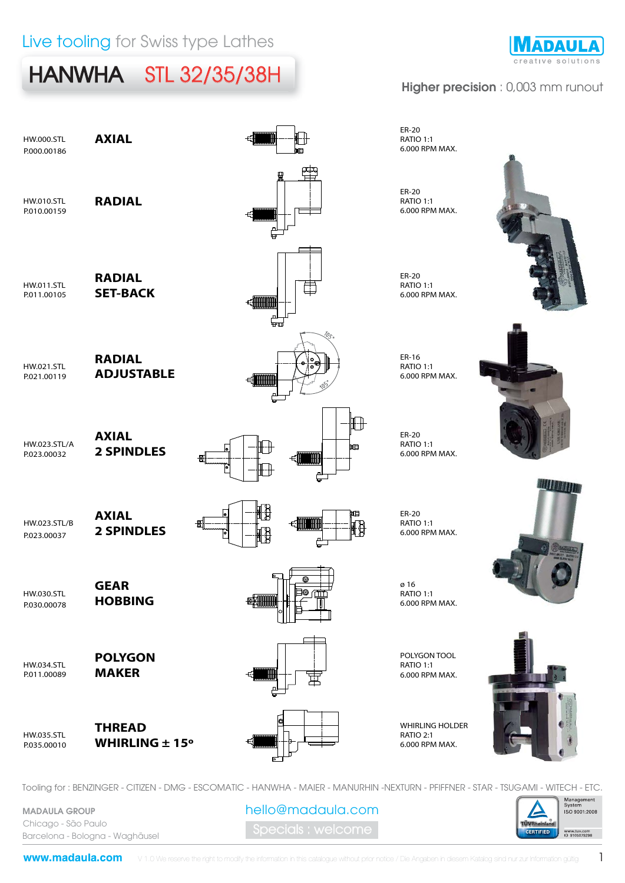Live tooling for Swiss type Lathes

# HANWHA STL 32/35/38H

MADAULA creative solutions

**Higher precision** : 0,003 mm runout

| Reference | Type | Specifications |
|---|---|---|
| HW.000.STL<br>P.000.00186 | **AXIAL** | ER-20<br>RATIO 1:1<br>6.000 RPM MAX. |
| HW.010.STL<br>P.010.00159 | **RADIAL** | ER-20<br>RATIO 1:1<br>6.000 RPM MAX. |
| HW.011.STL<br>P.011.00105 | **RADIAL SET-BACK** | ER-20<br>RATIO 1:1<br>6.000 RPM MAX. |
| HW.021.STL<br>P.021.00119 | **RADIAL ADJUSTABLE** | ER-16<br>RATIO 1:1<br>6.000 RPM MAX. |
| HW.023.STL/A<br>P.023.00032 | **AXIAL 2 SPINDLES** | ER-20<br>RATIO 1:1<br>6.000 RPM MAX. |
| HW.023.STL/B<br>P.023.00037 | **AXIAL 2 SPINDLES** | ER-20<br>RATIO 1:1<br>6.000 RPM MAX. |
| HW.030.STL<br>P.030.00078 | **GEAR HOBBING** | ø 16<br>RATIO 1:1<br>6.000 RPM MAX. |
| HW.034.STL<br>P.011.00089 | **POLYGON MAKER** | POLYGON TOOL<br>RATIO 1:1<br>6.000 RPM MAX. |
| HW.035.STL<br>P.035.00010 | **THREAD WHIRLING ± 15º** | WHIRLING HOLDER<br>RATIO 2:1<br>6.000 RPM MAX. |

Tooling for : BENZINGER - CITIZEN - DMG - ESCOMATIC - HANWHA - MAIER - MANURHIN -NEXTURN - PFIFFNER - STAR - TSUGAMI - WITECH - ETC.

MADAULA GROUP
Chicago - São Paulo
Barcelona - Bologna - Waghäusel

hello@madaula.com

Specials : welcome

TÜVRheinland CERTIFIED — Management System ISO 9001:2008 — www.tuv.com ID 9105079298

www.madaula.com

V 1.0 We reserve the right to modify the information in this catalogue without prior notice / Die Angaben in diesem Katalog sind nur zur Information gültig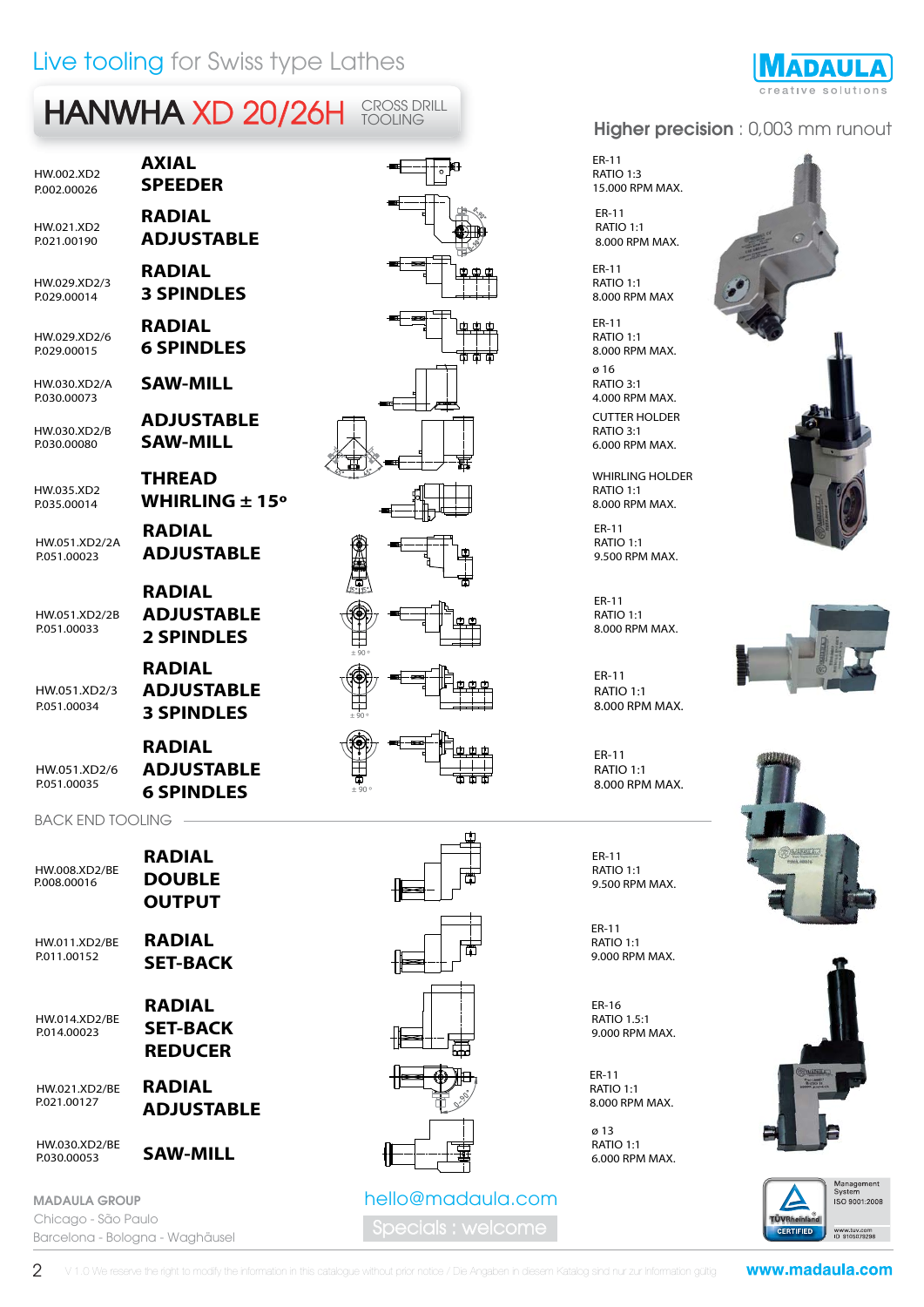Live tooling for Swiss type Lathes

# HANWHA XD 20/26H CROSS DRILL TOOLING

**Higher precision** : 0,003 mm runout

| Code | Description | Specifications |
|---|---|---|
| HW.002.XD2<br>P.002.00026 | **AXIAL SPEEDER** | ER-11<br>RATIO 1:3<br>15.000 RPM MAX. |
| HW.021.XD2<br>P.021.00190 | **RADIAL ADJUSTABLE** | ER-11<br>RATIO 1:1<br>8.000 RPM MAX. |
| HW.029.XD2/3<br>P.029.00014 | **RADIAL 3 SPINDLES** | ER-11<br>RATIO 1:1<br>8.000 RPM MAX |
| HW.029.XD2/6<br>P.029.00015 | **RADIAL 6 SPINDLES** | ER-11<br>RATIO 1:1<br>8.000 RPM MAX. |
| HW.030.XD2/A<br>P.030.00073 | **SAW-MILL** | ø 16<br>RATIO 3:1<br>4.000 RPM MAX. |
| HW.030.XD2/B<br>P.030.00080 | **ADJUSTABLE SAW-MILL** | CUTTER HOLDER<br>RATIO 3:1<br>6.000 RPM MAX. |
| HW.035.XD2<br>P.035.00014 | **THREAD WHIRLING ± 15º** | WHIRLING HOLDER<br>RATIO 1:1<br>8.000 RPM MAX. |
| HW.051.XD2/2A<br>P.051.00023 | **RADIAL ADJUSTABLE** | ER-11<br>RATIO 1:1<br>9.500 RPM MAX. |
| HW.051.XD2/2B<br>P.051.00033 | **RADIAL ADJUSTABLE 2 SPINDLES** | ER-11<br>RATIO 1:1<br>8.000 RPM MAX. |
| HW.051.XD2/3<br>P.051.00034 | **RADIAL ADJUSTABLE 3 SPINDLES** | ER-11<br>RATIO 1:1<br>8.000 RPM MAX. |
| HW.051.XD2/6<br>P.051.00035 | **RADIAL ADJUSTABLE 6 SPINDLES** | ER-11<br>RATIO 1:1<br>8.000 RPM MAX. |

## BACK END TOOLING

| Code | Description | Specifications |
|---|---|---|
| HW.008.XD2/BE<br>P.008.00016 | **RADIAL DOUBLE OUTPUT** | ER-11<br>RATIO 1:1<br>9.500 RPM MAX. |
| HW.011.XD2/BE<br>P.011.00152 | **RADIAL SET-BACK** | ER-11<br>RATIO 1:1<br>9.000 RPM MAX. |
| HW.014.XD2/BE<br>P.014.00023 | **RADIAL SET-BACK REDUCER** | ER-16<br>RATIO 1.5:1<br>9.000 RPM MAX. |
| HW.021.XD2/BE<br>P.021.00127 | **RADIAL ADJUSTABLE** | ER-11<br>RATIO 1:1<br>8.000 RPM MAX. |
| HW.030.XD2/BE<br>P.030.00053 | **SAW-MILL** | ø 13<br>RATIO 1:1<br>6.000 RPM MAX. |

**MADAULA GROUP**
Chicago - São Paulo
Barcelona - Bologna - Waghäusel

hello@madaula.com
Specials : welcome

Management System ISO 9001:2008 — TÜVRheinland CERTIFIED — www.tuv.com ID 9105079298

V 1.0 We reserve the right to modify the information in this catalogue without prior notice / Die Angaben in diesem Katalog sind nur zur Information gültig

www.madaula.com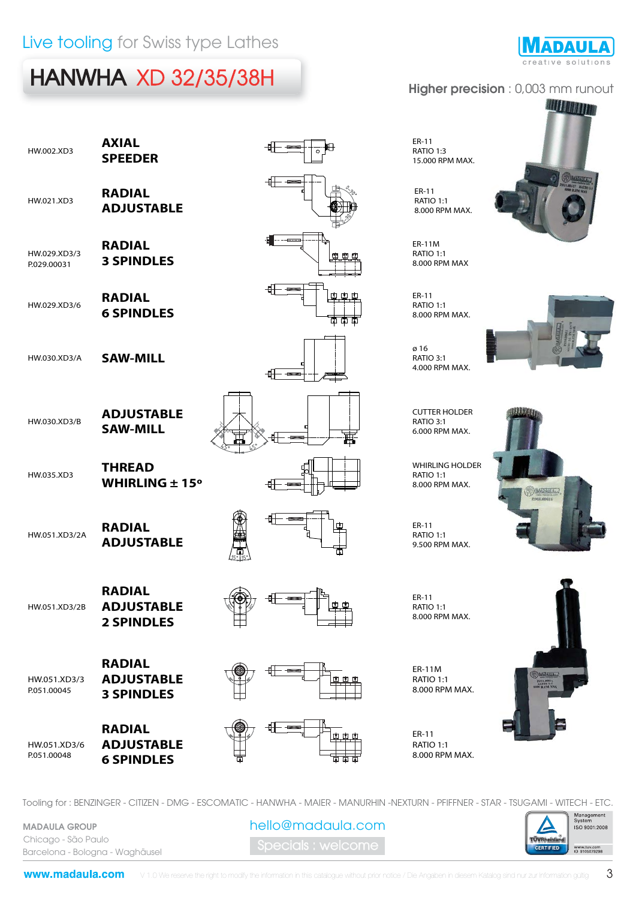Live tooling for Swiss type Lathes

# HANWHA XD 32/35/38H

MADAULA creative solutions

**Higher precision** : 0,003 mm runout

| Reference | Description | Specifications |
|---|---|---|
| HW.002.XD3 | **AXIAL SPEEDER** | ER-11<br>RATIO 1:3<br>15.000 RPM MAX. |
| HW.021.XD3 | **RADIAL ADJUSTABLE** | ER-11<br>RATIO 1:1<br>8.000 RPM MAX. |
| HW.029.XD3/3<br>P.029.00031 | **RADIAL 3 SPINDLES** | ER-11M<br>RATIO 1:1<br>8.000 RPM MAX |
| HW.029.XD3/6 | **RADIAL 6 SPINDLES** | ER-11<br>RATIO 1:1<br>8.000 RPM MAX. |
| HW.030.XD3/A | **SAW-MILL** | ø 16<br>RATIO 3:1<br>4.000 RPM MAX. |
| HW.030.XD3/B | **ADJUSTABLE SAW-MILL** | CUTTER HOLDER<br>RATIO 3:1<br>6.000 RPM MAX. |
| HW.035.XD3 | **THREAD WHIRLING ± 15º** | WHIRLING HOLDER<br>RATIO 1:1<br>8.000 RPM MAX. |
| HW.051.XD3/2A | **RADIAL ADJUSTABLE** | ER-11<br>RATIO 1:1<br>9.500 RPM MAX. |
| HW.051.XD3/2B | **RADIAL ADJUSTABLE 2 SPINDLES** | ER-11<br>RATIO 1:1<br>8.000 RPM MAX. |
| HW.051.XD3/3<br>P.051.00045 | **RADIAL ADJUSTABLE 3 SPINDLES** | ER-11M<br>RATIO 1:1<br>8.000 RPM MAX. |
| HW.051.XD3/6<br>P.051.00048 | **RADIAL ADJUSTABLE 6 SPINDLES** | ER-11<br>RATIO 1:1<br>8.000 RPM MAX. |

Tooling for : BENZINGER - CITIZEN - DMG - ESCOMATIC - HANWHA - MAIER - MANURHIN -NEXTURN - PFIFFNER - STAR - TSUGAMI - WITECH - ETC.

MADAULA GROUP
Chicago - São Paulo
Barcelona - Bologna - Waghäusel

hello@madaula.com

Specials : welcome

Management System ISO 9001:2008 — TÜV Rheinland CERTIFIED — www.tuv.com ID 9105079298

**www.madaula.com**

V 1.0 We reserve the right to modify the information in this catalogue without prior notice / Die Angaben in diesem Katalog sind nur zur Information gültig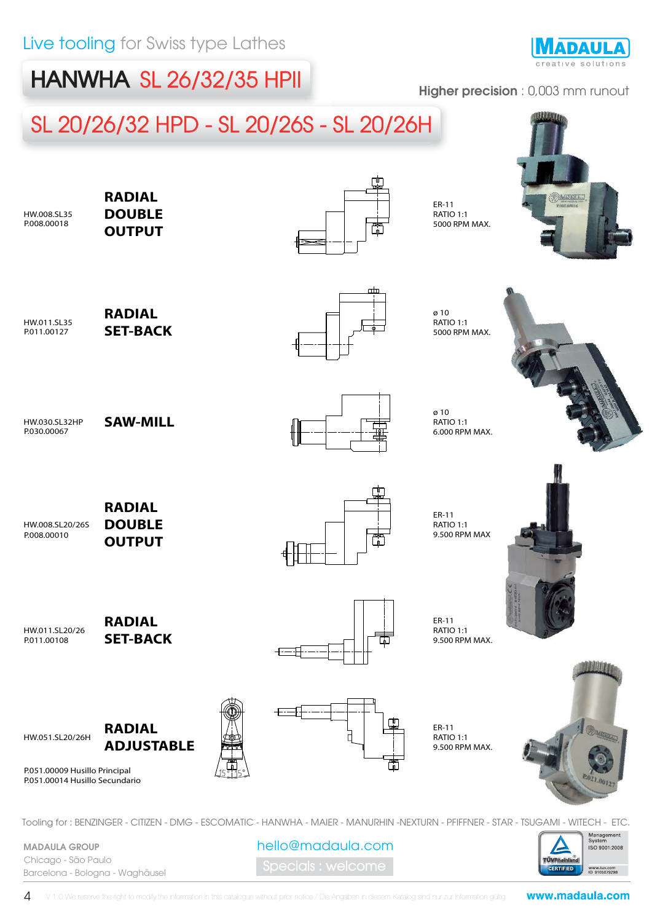Live tooling for Swiss type Lathes

MADAULA
creative solutions

# HANWHA SL 26/32/35 HPII

**Higher precision** : 0,003 mm runout

## SL 20/26/32 HPD - SL 20/26S - SL 20/26H

| | | |
|---|---|---|
| HW.008.SL35<br>P.008.00018 | **RADIAL DOUBLE OUTPUT** | ER-11<br>RATIO 1:1<br>5000 RPM MAX. |
| HW.011.SL35<br>P.011.00127 | **RADIAL SET-BACK** | ø 10<br>RATIO 1:1<br>5000 RPM MAX. |
| HW.030.SL32HP<br>P.030.00067 | **SAW-MILL** | ø 10<br>RATIO 1:1<br>6.000 RPM MAX. |
| HW.008.SL20/26S<br>P.008.00010 | **RADIAL DOUBLE OUTPUT** | ER-11<br>RATIO 1:1<br>9.500 RPM MAX |
| HW.011.SL20/26<br>P.011.00108 | **RADIAL SET-BACK** | ER-11<br>RATIO 1:1<br>9.500 RPM MAX. |
| HW.051.SL20/26H<br>P.051.00009 Husillo Principal<br>P.051.00014 Husillo Secundario | **RADIAL ADJUSTABLE** | ER-11<br>RATIO 1:1<br>9.500 RPM MAX. |

15° 15°

Tooling for : BENZINGER - CITIZEN - DMG - ESCOMATIC - HANWHA - MAIER - MANURHIN -NEXTURN - PFIFFNER - STAR - TSUGAMI - WITECH - ETC.

MADAULA GROUP
Chicago - São Paulo
Barcelona - Bologna - Waghäusel

hello@madaula.com
Specials : welcome

Management System ISO 9001:2008
TÜV Rheinland CERTIFIED
www.tuv.com ID 9105079298

V 1.0 We reserve the right to modify the information in this catalogue without prior notice / Die Angaben in diesem Katalog sind nur zur Information gültig

www.madaula.com